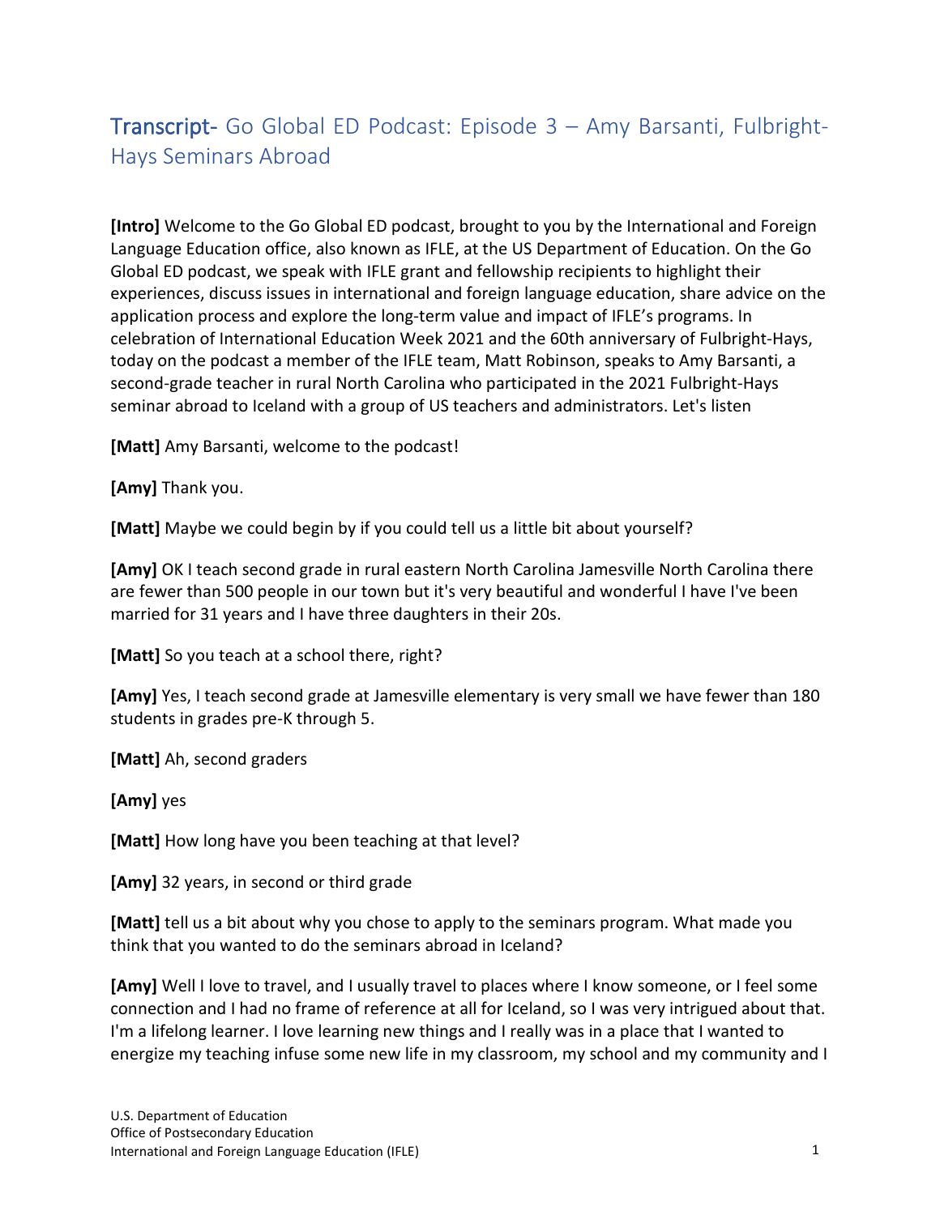# Transcript- Go Global ED Podcast: Episode 3 – Amy Barsanti, Fulbright-Hays Seminars Abroad

**[Intro]** Welcome to the Go Global ED podcast, brought to you by the International and Foreign Language Education office, also known as IFLE, at the US Department of Education. On the Go Global ED podcast, we speak with IFLE grant and fellowship recipients to highlight their experiences, discuss issues in international and foreign language education, share advice on the application process and explore the long-term value and impact of IFLE's programs. In celebration of International Education Week 2021 and the 60th anniversary of Fulbright-Hays, today on the podcast a member of the IFLE team, Matt Robinson, speaks to Amy Barsanti, a second-grade teacher in rural North Carolina who participated in the 2021 Fulbright-Hays seminar abroad to Iceland with a group of US teachers and administrators. Let's listen

**[Matt]** Amy Barsanti, welcome to the podcast!

**[Amy]** Thank you.

**[Matt]** Maybe we could begin by if you could tell us a little bit about yourself?

**[Amy]** OK I teach second grade in rural eastern North Carolina Jamesville North Carolina there are fewer than 500 people in our town but it's very beautiful and wonderful I have I've been married for 31 years and I have three daughters in their 20s.

**[Matt]** So you teach at a school there, right?

**[Amy]** Yes, I teach second grade at Jamesville elementary is very small we have fewer than 180 students in grades pre-K through 5.

**[Matt]** Ah, second graders

**[Amy]** yes

**[Matt]** How long have you been teaching at that level?

**[Amy]** 32 years, in second or third grade

**[Matt]** tell us a bit about why you chose to apply to the seminars program. What made you think that you wanted to do the seminars abroad in Iceland?

**[Amy]** Well I love to travel, and I usually travel to places where I know someone, or I feel some connection and I had no frame of reference at all for Iceland, so I was very intrigued about that. I'm a lifelong learner. I love learning new things and I really was in a place that I wanted to energize my teaching infuse some new life in my classroom, my school and my community and I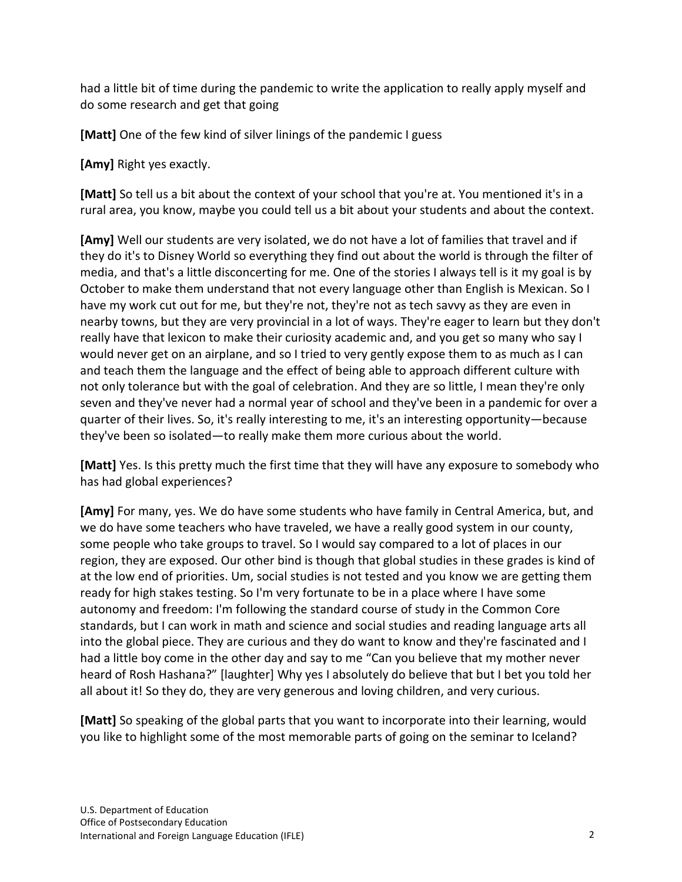had a little bit of time during the pandemic to write the application to really apply myself and do some research and get that going

**[Matt]** One of the few kind of silver linings of the pandemic I guess

**[Amy]** Right yes exactly.

**[Matt]** So tell us a bit about the context of your school that you're at. You mentioned it's in a rural area, you know, maybe you could tell us a bit about your students and about the context.

**[Amy]** Well our students are very isolated, we do not have a lot of families that travel and if they do it's to Disney World so everything they find out about the world is through the filter of media, and that's a little disconcerting for me. One of the stories I always tell is it my goal is by October to make them understand that not every language other than English is Mexican. So I have my work cut out for me, but they're not, they're not as tech savvy as they are even in nearby towns, but they are very provincial in a lot of ways. They're eager to learn but they don't really have that lexicon to make their curiosity academic and, and you get so many who say I would never get on an airplane, and so I tried to very gently expose them to as much as I can and teach them the language and the effect of being able to approach different culture with not only tolerance but with the goal of celebration. And they are so little, I mean they're only seven and they've never had a normal year of school and they've been in a pandemic for over a quarter of their lives. So, it's really interesting to me, it's an interesting opportunity—because they've been so isolated—to really make them more curious about the world.

**[Matt]** Yes. Is this pretty much the first time that they will have any exposure to somebody who has had global experiences?

**[Amy]** For many, yes. We do have some students who have family in Central America, but, and we do have some teachers who have traveled, we have a really good system in our county, some people who take groups to travel. So I would say compared to a lot of places in our region, they are exposed. Our other bind is though that global studies in these grades is kind of at the low end of priorities. Um, social studies is not tested and you know we are getting them ready for high stakes testing. So I'm very fortunate to be in a place where I have some autonomy and freedom: I'm following the standard course of study in the Common Core standards, but I can work in math and science and social studies and reading language arts all into the global piece. They are curious and they do want to know and they're fascinated and I had a little boy come in the other day and say to me "Can you believe that my mother never heard of Rosh Hashana?" [laughter] Why yes I absolutely do believe that but I bet you told her all about it! So they do, they are very generous and loving children, and very curious.

**[Matt]** So speaking of the global parts that you want to incorporate into their learning, would you like to highlight some of the most memorable parts of going on the seminar to Iceland?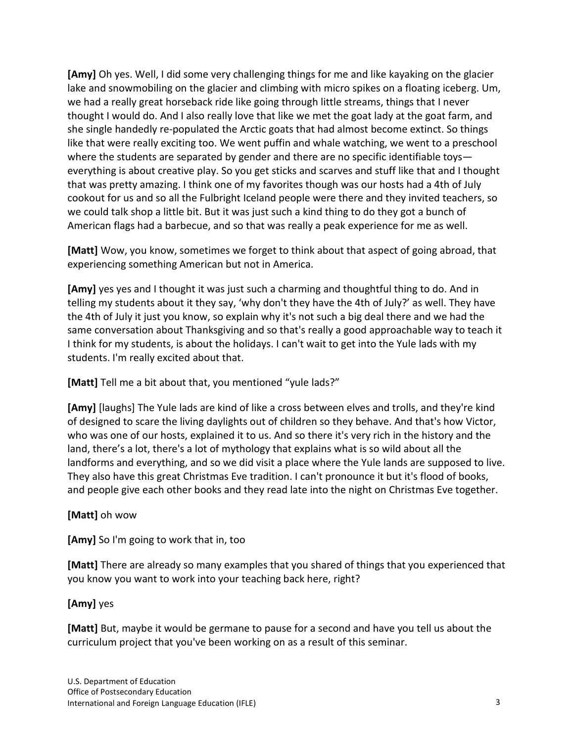**[Amy]** Oh yes. Well, I did some very challenging things for me and like kayaking on the glacier lake and snowmobiling on the glacier and climbing with micro spikes on a floating iceberg. Um, we had a really great horseback ride like going through little streams, things that I never thought I would do. And I also really love that like we met the goat lady at the goat farm, and she single handedly re-populated the Arctic goats that had almost become extinct. So things like that were really exciting too. We went puffin and whale watching, we went to a preschool where the students are separated by gender and there are no specific identifiable toys—everything is about creative play. So you get sticks and scarves and stuff like that and I thought that was pretty amazing. I think one of my favorites though was our hosts had a 4th of July cookout for us and so all the Fulbright Iceland people were there and they invited teachers, so we could talk shop a little bit. But it was just such a kind thing to do they got a bunch of American flags had a barbecue, and so that was really a peak experience for me as well.

**[Matt]** Wow, you know, sometimes we forget to think about that aspect of going abroad, that experiencing something American but not in America.

**[Amy]** yes yes and I thought it was just such a charming and thoughtful thing to do. And in telling my students about it they say, 'why don't they have the 4th of July?' as well. They have the 4th of July it just you know, so explain why it's not such a big deal there and we had the same conversation about Thanksgiving and so that's really a good approachable way to teach it I think for my students, is about the holidays. I can't wait to get into the Yule lads with my students. I'm really excited about that.

**[Matt]** Tell me a bit about that, you mentioned "yule lads?"

**[Amy]** [laughs] The Yule lads are kind of like a cross between elves and trolls, and they're kind of designed to scare the living daylights out of children so they behave. And that's how Victor, who was one of our hosts, explained it to us. And so there it's very rich in the history and the land, there's a lot, there's a lot of mythology that explains what is so wild about all the landforms and everything, and so we did visit a place where the Yule lands are supposed to live. They also have this great Christmas Eve tradition. I can't pronounce it but it's flood of books, and people give each other books and they read late into the night on Christmas Eve together.

**[Matt]** oh wow

**[Amy]** So I'm going to work that in, too

**[Matt]** There are already so many examples that you shared of things that you experienced that you know you want to work into your teaching back here, right?

**[Amy]** yes

**[Matt]** But, maybe it would be germane to pause for a second and have you tell us about the curriculum project that you've been working on as a result of this seminar.

U.S. Department of Education
Office of Postsecondary Education
International and Foreign Language Education (IFLE)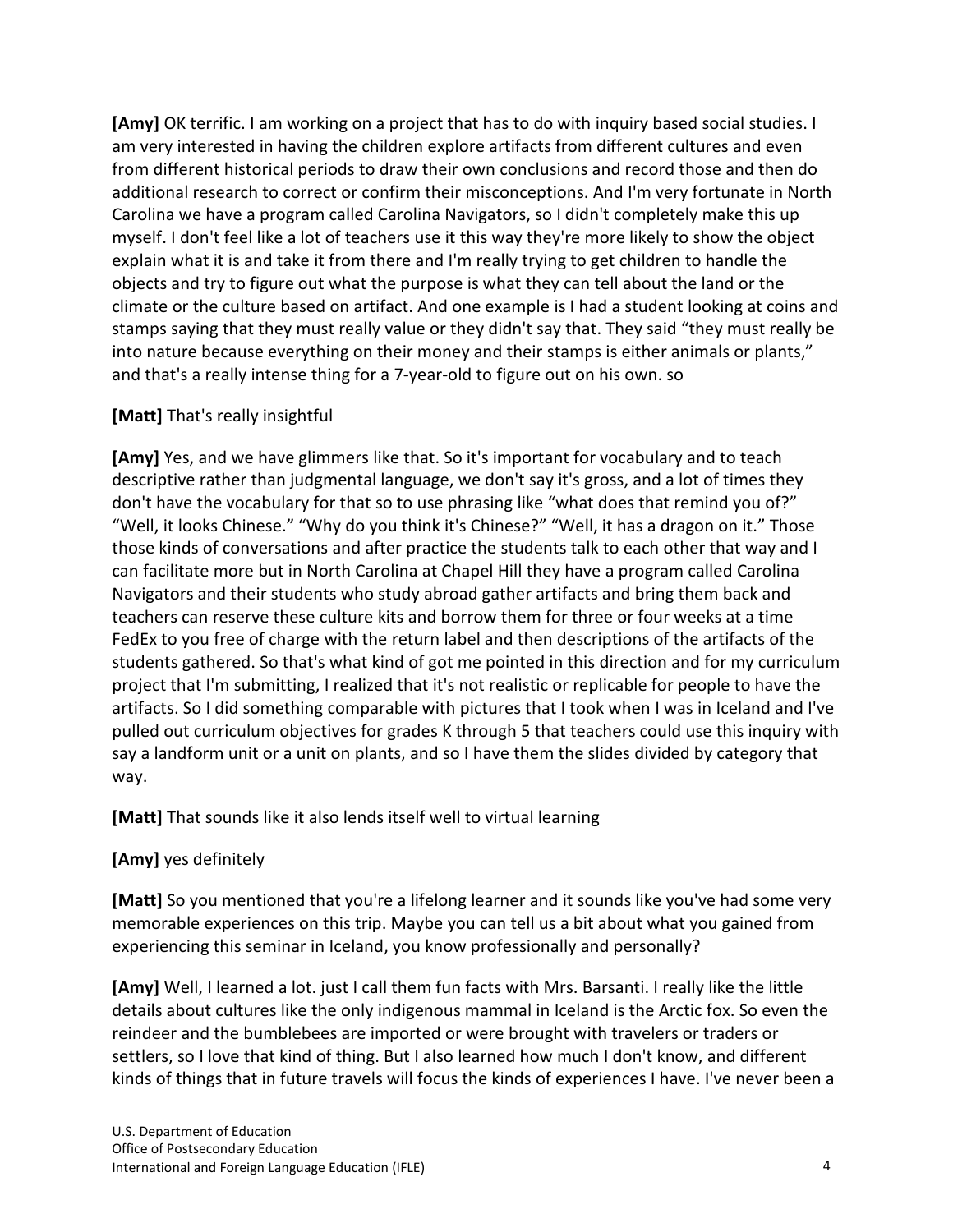**[Amy]** OK terrific. I am working on a project that has to do with inquiry based social studies. I am very interested in having the children explore artifacts from different cultures and even from different historical periods to draw their own conclusions and record those and then do additional research to correct or confirm their misconceptions. And I'm very fortunate in North Carolina we have a program called Carolina Navigators, so I didn't completely make this up myself. I don't feel like a lot of teachers use it this way they're more likely to show the object explain what it is and take it from there and I'm really trying to get children to handle the objects and try to figure out what the purpose is what they can tell about the land or the climate or the culture based on artifact. And one example is I had a student looking at coins and stamps saying that they must really value or they didn't say that. They said "they must really be into nature because everything on their money and their stamps is either animals or plants," and that's a really intense thing for a 7-year-old to figure out on his own. so

**[Matt]** That's really insightful

**[Amy]** Yes, and we have glimmers like that. So it's important for vocabulary and to teach descriptive rather than judgmental language, we don't say it's gross, and a lot of times they don't have the vocabulary for that so to use phrasing like "what does that remind you of?" "Well, it looks Chinese." "Why do you think it's Chinese?" "Well, it has a dragon on it." Those those kinds of conversations and after practice the students talk to each other that way and I can facilitate more but in North Carolina at Chapel Hill they have a program called Carolina Navigators and their students who study abroad gather artifacts and bring them back and teachers can reserve these culture kits and borrow them for three or four weeks at a time FedEx to you free of charge with the return label and then descriptions of the artifacts of the students gathered. So that's what kind of got me pointed in this direction and for my curriculum project that I'm submitting, I realized that it's not realistic or replicable for people to have the artifacts. So I did something comparable with pictures that I took when I was in Iceland and I've pulled out curriculum objectives for grades K through 5 that teachers could use this inquiry with say a landform unit or a unit on plants, and so I have them the slides divided by category that way.

**[Matt]** That sounds like it also lends itself well to virtual learning

**[Amy]** yes definitely

**[Matt]** So you mentioned that you're a lifelong learner and it sounds like you've had some very memorable experiences on this trip. Maybe you can tell us a bit about what you gained from experiencing this seminar in Iceland, you know professionally and personally?

**[Amy]** Well, I learned a lot. just I call them fun facts with Mrs. Barsanti. I really like the little details about cultures like the only indigenous mammal in Iceland is the Arctic fox. So even the reindeer and the bumblebees are imported or were brought with travelers or traders or settlers, so I love that kind of thing. But I also learned how much I don't know, and different kinds of things that in future travels will focus the kinds of experiences I have. I've never been a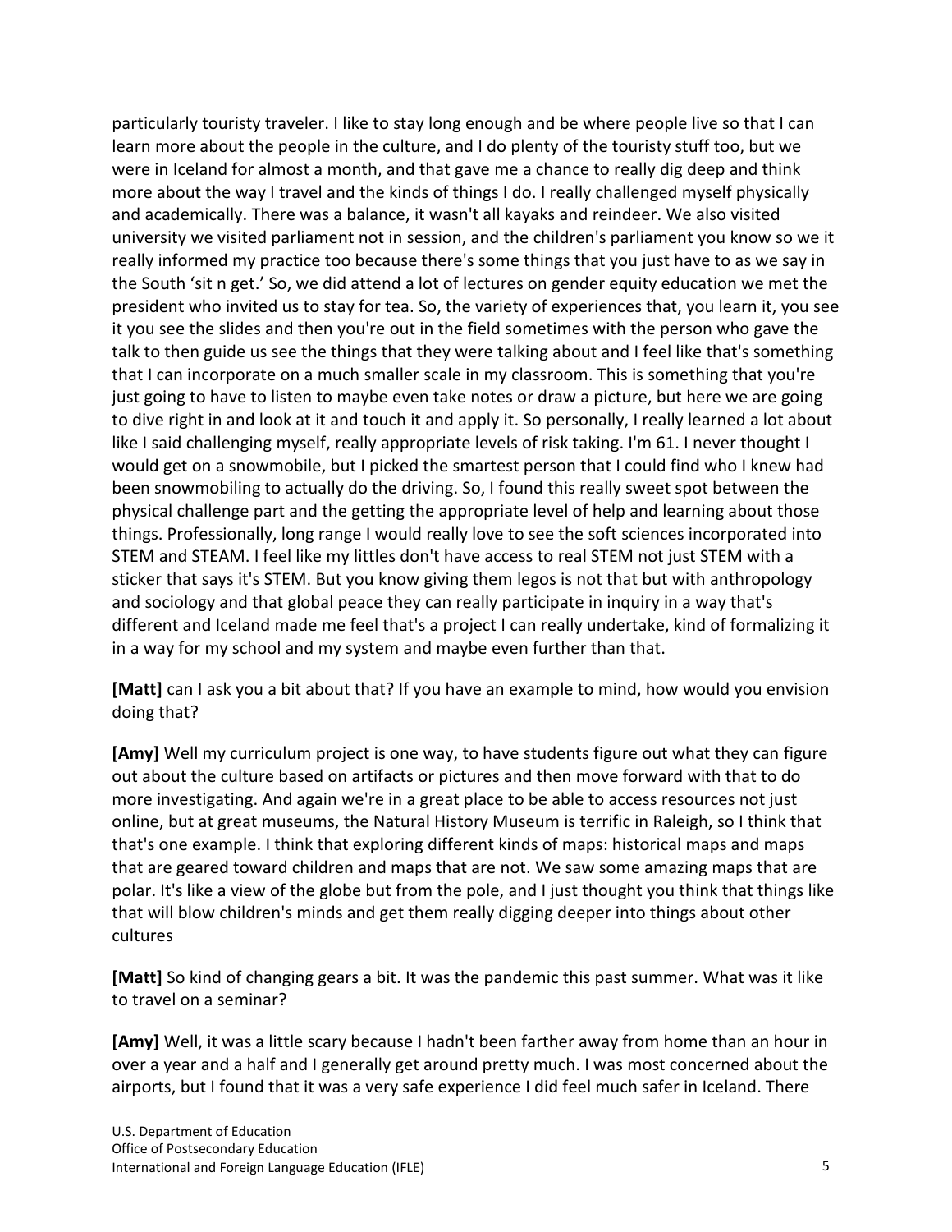particularly touristy traveler. I like to stay long enough and be where people live so that I can learn more about the people in the culture, and I do plenty of the touristy stuff too, but we were in Iceland for almost a month, and that gave me a chance to really dig deep and think more about the way I travel and the kinds of things I do. I really challenged myself physically and academically. There was a balance, it wasn't all kayaks and reindeer. We also visited university we visited parliament not in session, and the children's parliament you know so we it really informed my practice too because there's some things that you just have to as we say in the South 'sit n get.' So, we did attend a lot of lectures on gender equity education we met the president who invited us to stay for tea. So, the variety of experiences that, you learn it, you see it you see the slides and then you're out in the field sometimes with the person who gave the talk to then guide us see the things that they were talking about and I feel like that's something that I can incorporate on a much smaller scale in my classroom. This is something that you're just going to have to listen to maybe even take notes or draw a picture, but here we are going to dive right in and look at it and touch it and apply it. So personally, I really learned a lot about like I said challenging myself, really appropriate levels of risk taking. I'm 61. I never thought I would get on a snowmobile, but I picked the smartest person that I could find who I knew had been snowmobiling to actually do the driving. So, I found this really sweet spot between the physical challenge part and the getting the appropriate level of help and learning about those things. Professionally, long range I would really love to see the soft sciences incorporated into STEM and STEAM. I feel like my littles don't have access to real STEM not just STEM with a sticker that says it's STEM. But you know giving them legos is not that but with anthropology and sociology and that global peace they can really participate in inquiry in a way that's different and Iceland made me feel that's a project I can really undertake, kind of formalizing it in a way for my school and my system and maybe even further than that.

**[Matt]** can I ask you a bit about that? If you have an example to mind, how would you envision doing that?

**[Amy]** Well my curriculum project is one way, to have students figure out what they can figure out about the culture based on artifacts or pictures and then move forward with that to do more investigating. And again we're in a great place to be able to access resources not just online, but at great museums, the Natural History Museum is terrific in Raleigh, so I think that that's one example. I think that exploring different kinds of maps: historical maps and maps that are geared toward children and maps that are not. We saw some amazing maps that are polar. It's like a view of the globe but from the pole, and I just thought you think that things like that will blow children's minds and get them really digging deeper into things about other cultures

**[Matt]** So kind of changing gears a bit. It was the pandemic this past summer. What was it like to travel on a seminar?

**[Amy]** Well, it was a little scary because I hadn't been farther away from home than an hour in over a year and a half and I generally get around pretty much. I was most concerned about the airports, but I found that it was a very safe experience I did feel much safer in Iceland. There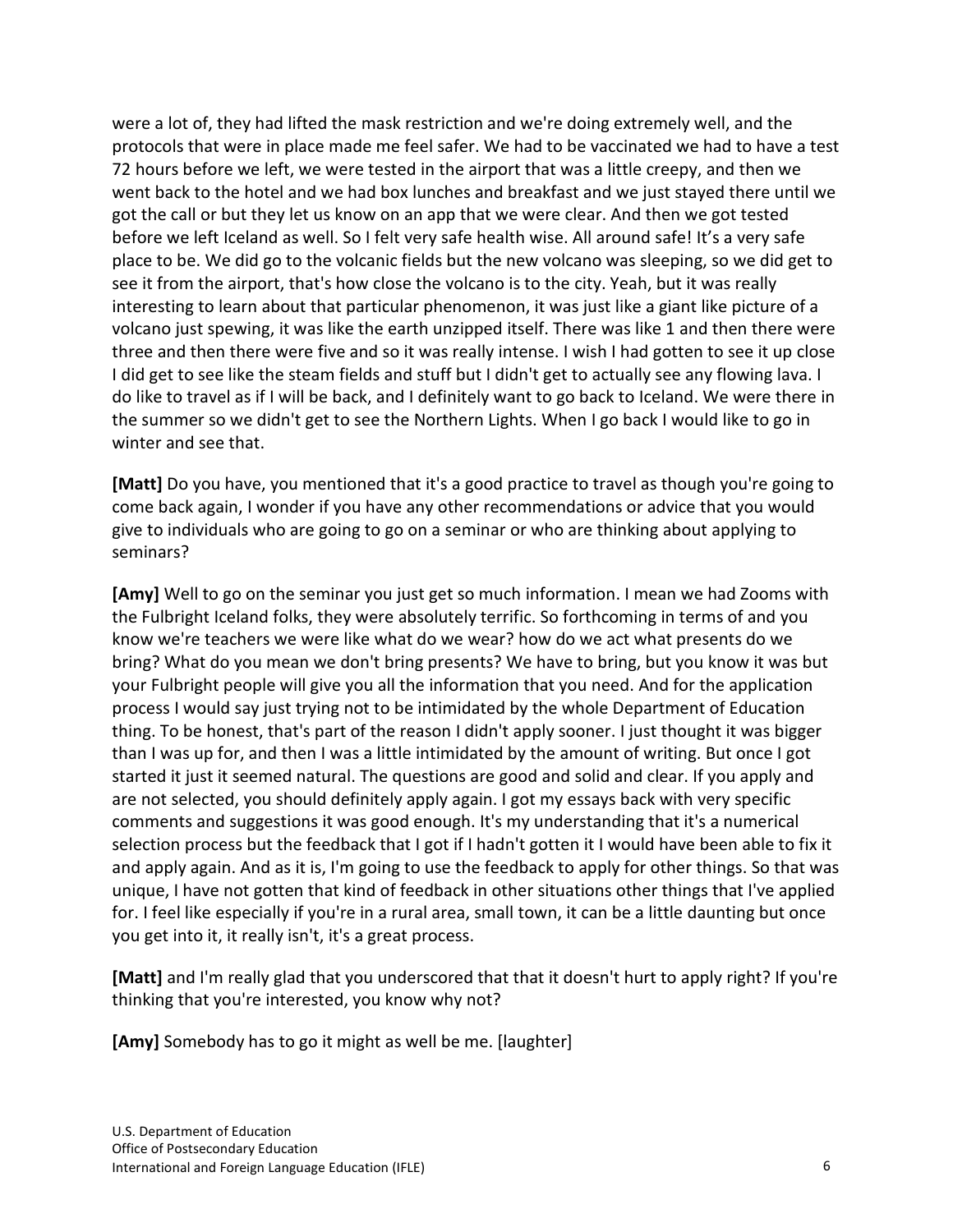were a lot of, they had lifted the mask restriction and we're doing extremely well, and the protocols that were in place made me feel safer. We had to be vaccinated we had to have a test 72 hours before we left, we were tested in the airport that was a little creepy, and then we went back to the hotel and we had box lunches and breakfast and we just stayed there until we got the call or but they let us know on an app that we were clear. And then we got tested before we left Iceland as well. So I felt very safe health wise. All around safe! It's a very safe place to be. We did go to the volcanic fields but the new volcano was sleeping, so we did get to see it from the airport, that's how close the volcano is to the city. Yeah, but it was really interesting to learn about that particular phenomenon, it was just like a giant like picture of a volcano just spewing, it was like the earth unzipped itself. There was like 1 and then there were three and then there were five and so it was really intense. I wish I had gotten to see it up close I did get to see like the steam fields and stuff but I didn't get to actually see any flowing lava. I do like to travel as if I will be back, and I definitely want to go back to Iceland. We were there in the summer so we didn't get to see the Northern Lights. When I go back I would like to go in winter and see that.

**[Matt]** Do you have, you mentioned that it's a good practice to travel as though you're going to come back again, I wonder if you have any other recommendations or advice that you would give to individuals who are going to go on a seminar or who are thinking about applying to seminars?

**[Amy]** Well to go on the seminar you just get so much information. I mean we had Zooms with the Fulbright Iceland folks, they were absolutely terrific. So forthcoming in terms of and you know we're teachers we were like what do we wear? how do we act what presents do we bring? What do you mean we don't bring presents? We have to bring, but you know it was but your Fulbright people will give you all the information that you need. And for the application process I would say just trying not to be intimidated by the whole Department of Education thing. To be honest, that's part of the reason I didn't apply sooner. I just thought it was bigger than I was up for, and then I was a little intimidated by the amount of writing. But once I got started it just it seemed natural. The questions are good and solid and clear. If you apply and are not selected, you should definitely apply again. I got my essays back with very specific comments and suggestions it was good enough. It's my understanding that it's a numerical selection process but the feedback that I got if I hadn't gotten it I would have been able to fix it and apply again. And as it is, I'm going to use the feedback to apply for other things. So that was unique, I have not gotten that kind of feedback in other situations other things that I've applied for. I feel like especially if you're in a rural area, small town, it can be a little daunting but once you get into it, it really isn't, it's a great process.

**[Matt]** and I'm really glad that you underscored that that it doesn't hurt to apply right? If you're thinking that you're interested, you know why not?

**[Amy]** Somebody has to go it might as well be me. [laughter]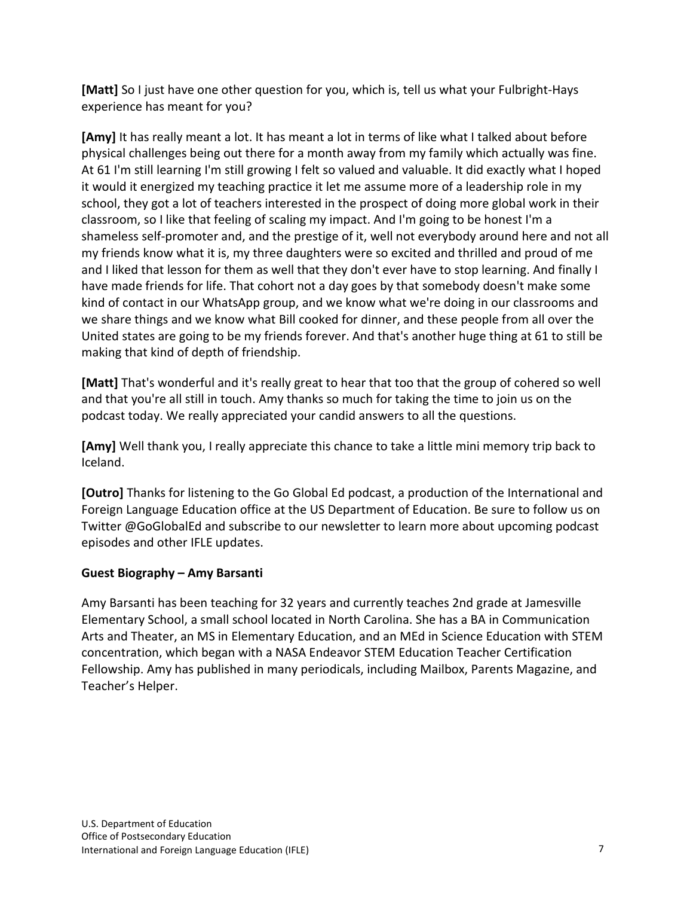**[Matt]** So I just have one other question for you, which is, tell us what your Fulbright-Hays experience has meant for you?

**[Amy]** It has really meant a lot. It has meant a lot in terms of like what I talked about before physical challenges being out there for a month away from my family which actually was fine. At 61 I'm still learning I'm still growing I felt so valued and valuable. It did exactly what I hoped it would it energized my teaching practice it let me assume more of a leadership role in my school, they got a lot of teachers interested in the prospect of doing more global work in their classroom, so I like that feeling of scaling my impact. And I'm going to be honest I'm a shameless self-promoter and, and the prestige of it, well not everybody around here and not all my friends know what it is, my three daughters were so excited and thrilled and proud of me and I liked that lesson for them as well that they don't ever have to stop learning. And finally I have made friends for life. That cohort not a day goes by that somebody doesn't make some kind of contact in our WhatsApp group, and we know what we're doing in our classrooms and we share things and we know what Bill cooked for dinner, and these people from all over the United states are going to be my friends forever. And that's another huge thing at 61 to still be making that kind of depth of friendship.

**[Matt]** That's wonderful and it's really great to hear that too that the group of cohered so well and that you're all still in touch. Amy thanks so much for taking the time to join us on the podcast today. We really appreciated your candid answers to all the questions.

**[Amy]** Well thank you, I really appreciate this chance to take a little mini memory trip back to Iceland.

**[Outro]** Thanks for listening to the Go Global Ed podcast, a production of the International and Foreign Language Education office at the US Department of Education. Be sure to follow us on Twitter @GoGlobalEd and subscribe to our newsletter to learn more about upcoming podcast episodes and other IFLE updates.

**Guest Biography – Amy Barsanti**

Amy Barsanti has been teaching for 32 years and currently teaches 2nd grade at Jamesville Elementary School, a small school located in North Carolina. She has a BA in Communication Arts and Theater, an MS in Elementary Education, and an MEd in Science Education with STEM concentration, which began with a NASA Endeavor STEM Education Teacher Certification Fellowship. Amy has published in many periodicals, including Mailbox, Parents Magazine, and Teacher's Helper.